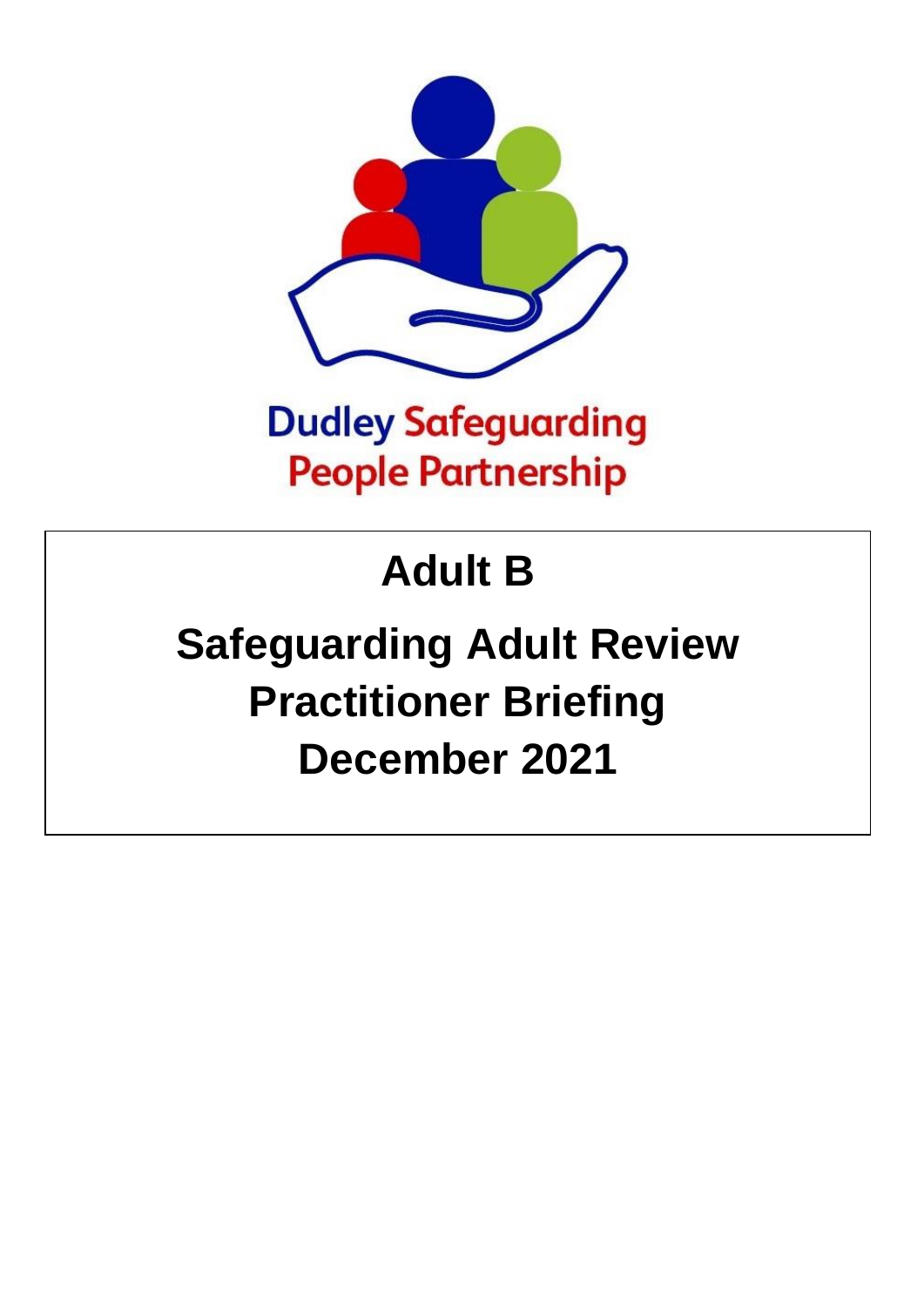Dudley Safeguarding People Partnership

# Adult B

# Safeguarding Adult Review Practitioner Briefing December 2021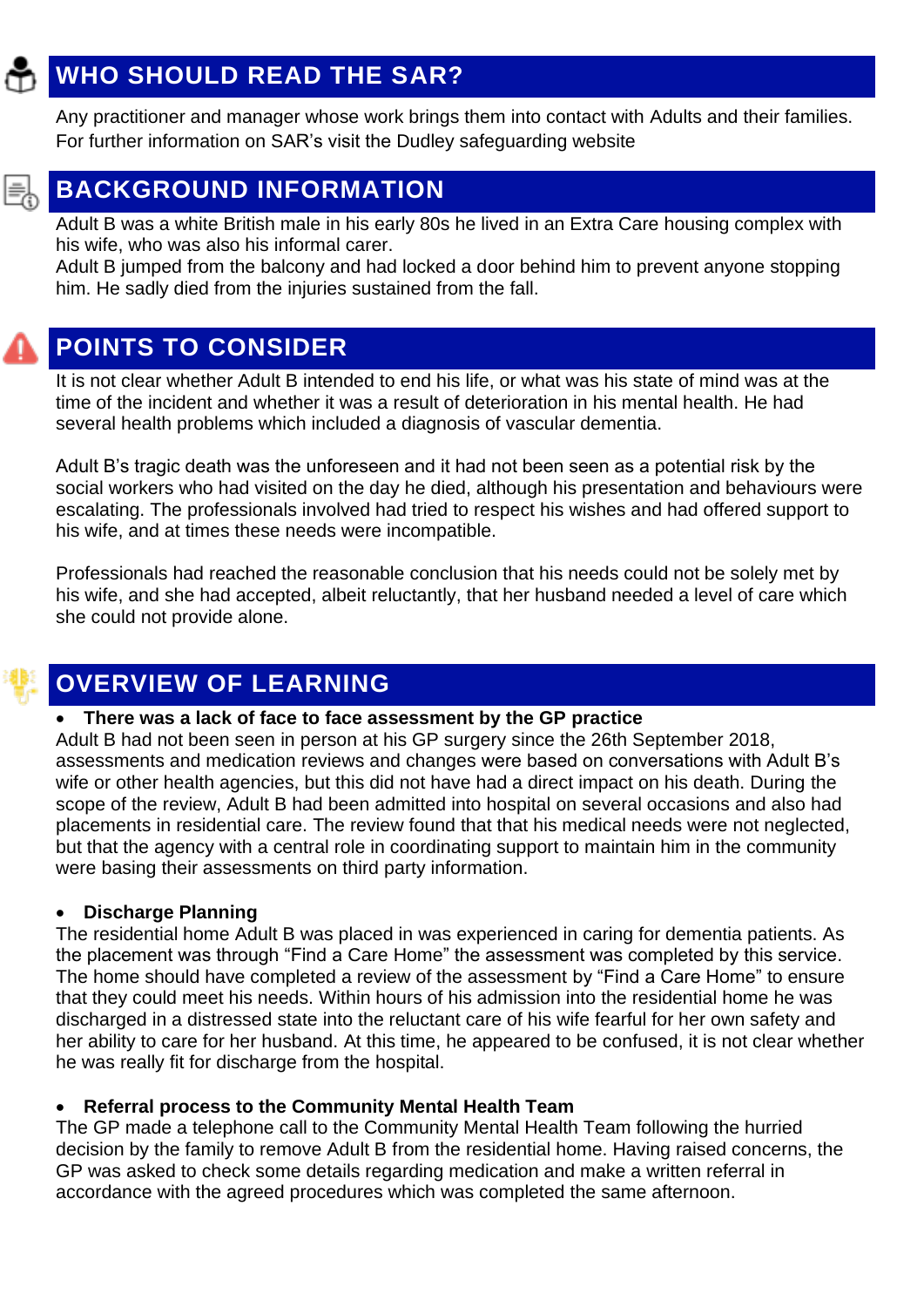## WHO SHOULD READ THE SAR?

Any practitioner and manager whose work brings them into contact with Adults and their families. For further information on SAR's visit the Dudley safeguarding website

## BACKGROUND INFORMATION

Adult B was a white British male in his early 80s he lived in an Extra Care housing complex with his wife, who was also his informal carer.
Adult B jumped from the balcony and had locked a door behind him to prevent anyone stopping him. He sadly died from the injuries sustained from the fall.

## POINTS TO CONSIDER

It is not clear whether Adult B intended to end his life, or what was his state of mind was at the time of the incident and whether it was a result of deterioration in his mental health. He had several health problems which included a diagnosis of vascular dementia.

Adult B's tragic death was the unforeseen and it had not been seen as a potential risk by the social workers who had visited on the day he died, although his presentation and behaviours were escalating. The professionals involved had tried to respect his wishes and had offered support to his wife, and at times these needs were incompatible.

Professionals had reached the reasonable conclusion that his needs could not be solely met by his wife, and she had accepted, albeit reluctantly, that her husband needed a level of care which she could not provide alone.

## OVERVIEW OF LEARNING

- **There was a lack of face to face assessment by the GP practice**

Adult B had not been seen in person at his GP surgery since the 26th September 2018, assessments and medication reviews and changes were based on conversations with Adult B's wife or other health agencies, but this did not have had a direct impact on his death. During the scope of the review, Adult B had been admitted into hospital on several occasions and also had placements in residential care. The review found that that his medical needs were not neglected, but that the agency with a central role in coordinating support to maintain him in the community were basing their assessments on third party information.

- **Discharge Planning**

The residential home Adult B was placed in was experienced in caring for dementia patients. As the placement was through "Find a Care Home" the assessment was completed by this service. The home should have completed a review of the assessment by "Find a Care Home" to ensure that they could meet his needs. Within hours of his admission into the residential home he was discharged in a distressed state into the reluctant care of his wife fearful for her own safety and her ability to care for her husband. At this time, he appeared to be confused, it is not clear whether he was really fit for discharge from the hospital.

- **Referral process to the Community Mental Health Team**

The GP made a telephone call to the Community Mental Health Team following the hurried decision by the family to remove Adult B from the residential home. Having raised concerns, the GP was asked to check some details regarding medication and make a written referral in accordance with the agreed procedures which was completed the same afternoon.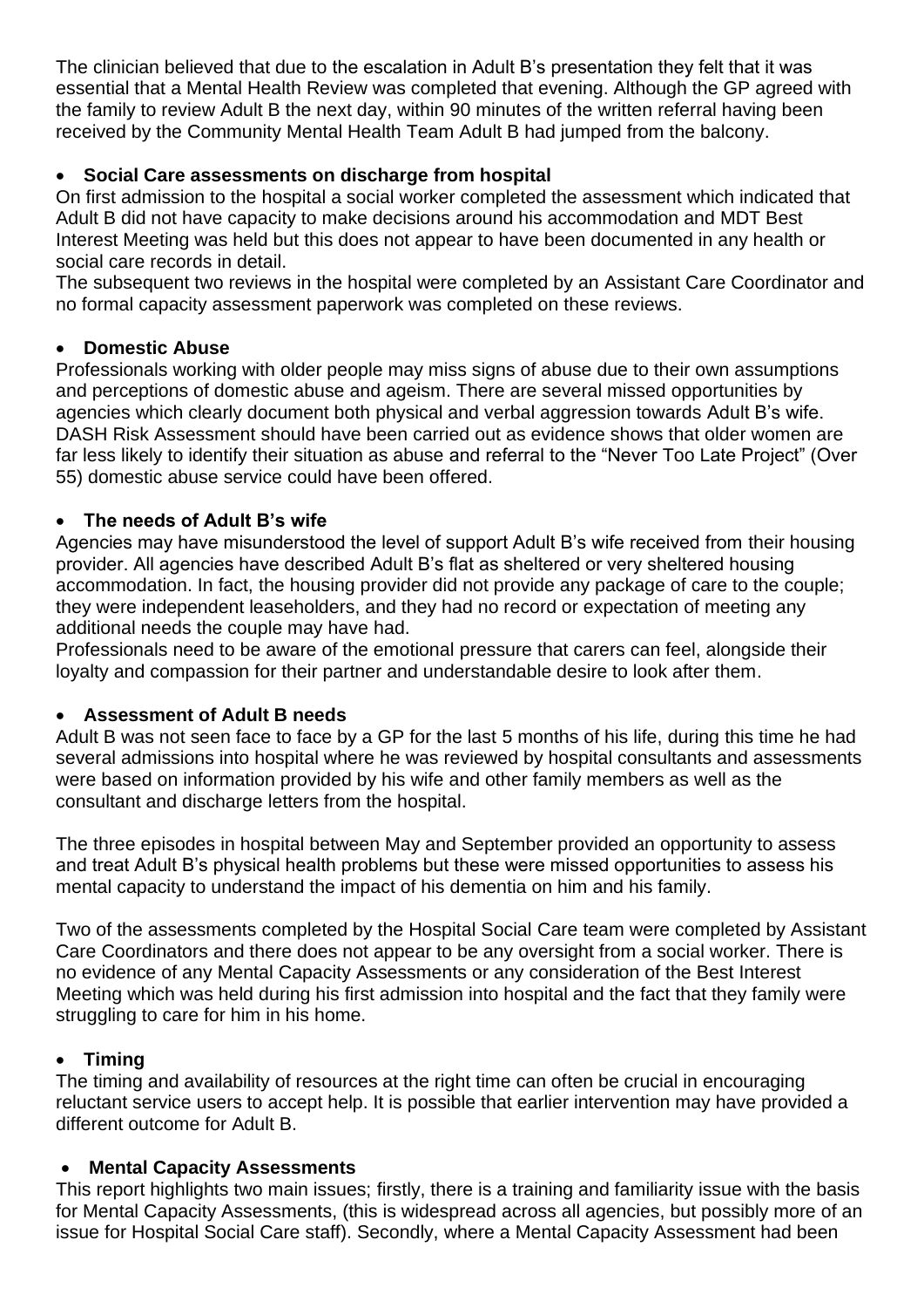The clinician believed that due to the escalation in Adult B's presentation they felt that it was essential that a Mental Health Review was completed that evening. Although the GP agreed with the family to review Adult B the next day, within 90 minutes of the written referral having been received by the Community Mental Health Team Adult B had jumped from the balcony.

- **Social Care assessments on discharge from hospital**

On first admission to the hospital a social worker completed the assessment which indicated that Adult B did not have capacity to make decisions around his accommodation and MDT Best Interest Meeting was held but this does not appear to have been documented in any health or social care records in detail.
The subsequent two reviews in the hospital were completed by an Assistant Care Coordinator and no formal capacity assessment paperwork was completed on these reviews.

- **Domestic Abuse**

Professionals working with older people may miss signs of abuse due to their own assumptions and perceptions of domestic abuse and ageism. There are several missed opportunities by agencies which clearly document both physical and verbal aggression towards Adult B's wife. DASH Risk Assessment should have been carried out as evidence shows that older women are far less likely to identify their situation as abuse and referral to the "Never Too Late Project" (Over 55) domestic abuse service could have been offered.

- **The needs of Adult B's wife**

Agencies may have misunderstood the level of support Adult B's wife received from their housing provider. All agencies have described Adult B's flat as sheltered or very sheltered housing accommodation. In fact, the housing provider did not provide any package of care to the couple; they were independent leaseholders, and they had no record or expectation of meeting any additional needs the couple may have had.
Professionals need to be aware of the emotional pressure that carers can feel, alongside their loyalty and compassion for their partner and understandable desire to look after them.

- **Assessment of Adult B needs**

Adult B was not seen face to face by a GP for the last 5 months of his life, during this time he had several admissions into hospital where he was reviewed by hospital consultants and assessments were based on information provided by his wife and other family members as well as the consultant and discharge letters from the hospital.

The three episodes in hospital between May and September provided an opportunity to assess and treat Adult B's physical health problems but these were missed opportunities to assess his mental capacity to understand the impact of his dementia on him and his family.

Two of the assessments completed by the Hospital Social Care team were completed by Assistant Care Coordinators and there does not appear to be any oversight from a social worker. There is no evidence of any Mental Capacity Assessments or any consideration of the Best Interest Meeting which was held during his first admission into hospital and the fact that they family were struggling to care for him in his home.

- **Timing**

The timing and availability of resources at the right time can often be crucial in encouraging reluctant service users to accept help. It is possible that earlier intervention may have provided a different outcome for Adult B.

- **Mental Capacity Assessments**

This report highlights two main issues; firstly, there is a training and familiarity issue with the basis for Mental Capacity Assessments, (this is widespread across all agencies, but possibly more of an issue for Hospital Social Care staff). Secondly, where a Mental Capacity Assessment had been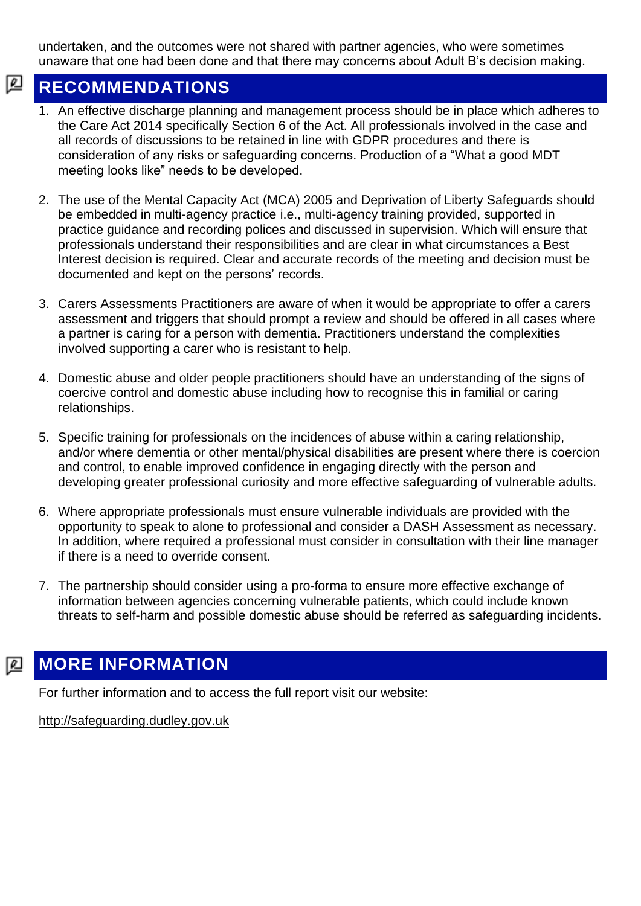undertaken, and the outcomes were not shared with partner agencies, who were sometimes unaware that one had been done and that there may concerns about Adult B's decision making.

## RECOMMENDATIONS

1. An effective discharge planning and management process should be in place which adheres to the Care Act 2014 specifically Section 6 of the Act. All professionals involved in the case and all records of discussions to be retained in line with GDPR procedures and there is consideration of any risks or safeguarding concerns. Production of a "What a good MDT meeting looks like" needs to be developed.

2. The use of the Mental Capacity Act (MCA) 2005 and Deprivation of Liberty Safeguards should be embedded in multi-agency practice i.e., multi-agency training provided, supported in practice guidance and recording polices and discussed in supervision. Which will ensure that professionals understand their responsibilities and are clear in what circumstances a Best Interest decision is required. Clear and accurate records of the meeting and decision must be documented and kept on the persons' records.

3. Carers Assessments Practitioners are aware of when it would be appropriate to offer a carers assessment and triggers that should prompt a review and should be offered in all cases where a partner is caring for a person with dementia. Practitioners understand the complexities involved supporting a carer who is resistant to help.

4. Domestic abuse and older people practitioners should have an understanding of the signs of coercive control and domestic abuse including how to recognise this in familial or caring relationships.

5. Specific training for professionals on the incidences of abuse within a caring relationship, and/or where dementia or other mental/physical disabilities are present where there is coercion and control, to enable improved confidence in engaging directly with the person and developing greater professional curiosity and more effective safeguarding of vulnerable adults.

6. Where appropriate professionals must ensure vulnerable individuals are provided with the opportunity to speak to alone to professional and consider a DASH Assessment as necessary. In addition, where required a professional must consider in consultation with their line manager if there is a need to override consent.

7. The partnership should consider using a pro-forma to ensure more effective exchange of information between agencies concerning vulnerable patients, which could include known threats to self-harm and possible domestic abuse should be referred as safeguarding incidents.

## MORE INFORMATION

For further information and to access the full report visit our website:

http://safeguarding.dudley.gov.uk